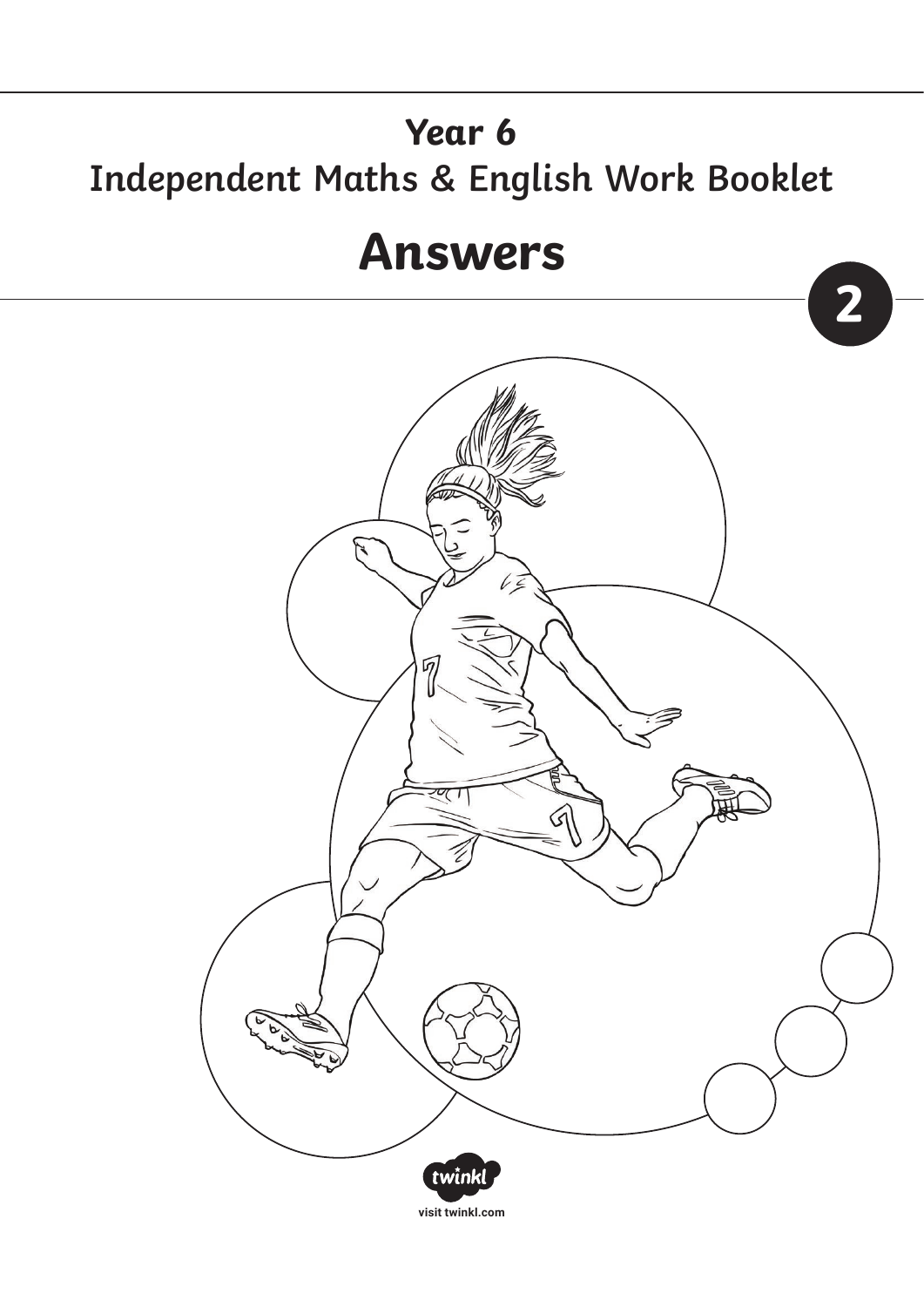# Year 6

## Independent Maths & English Work Booklet

# Answers

2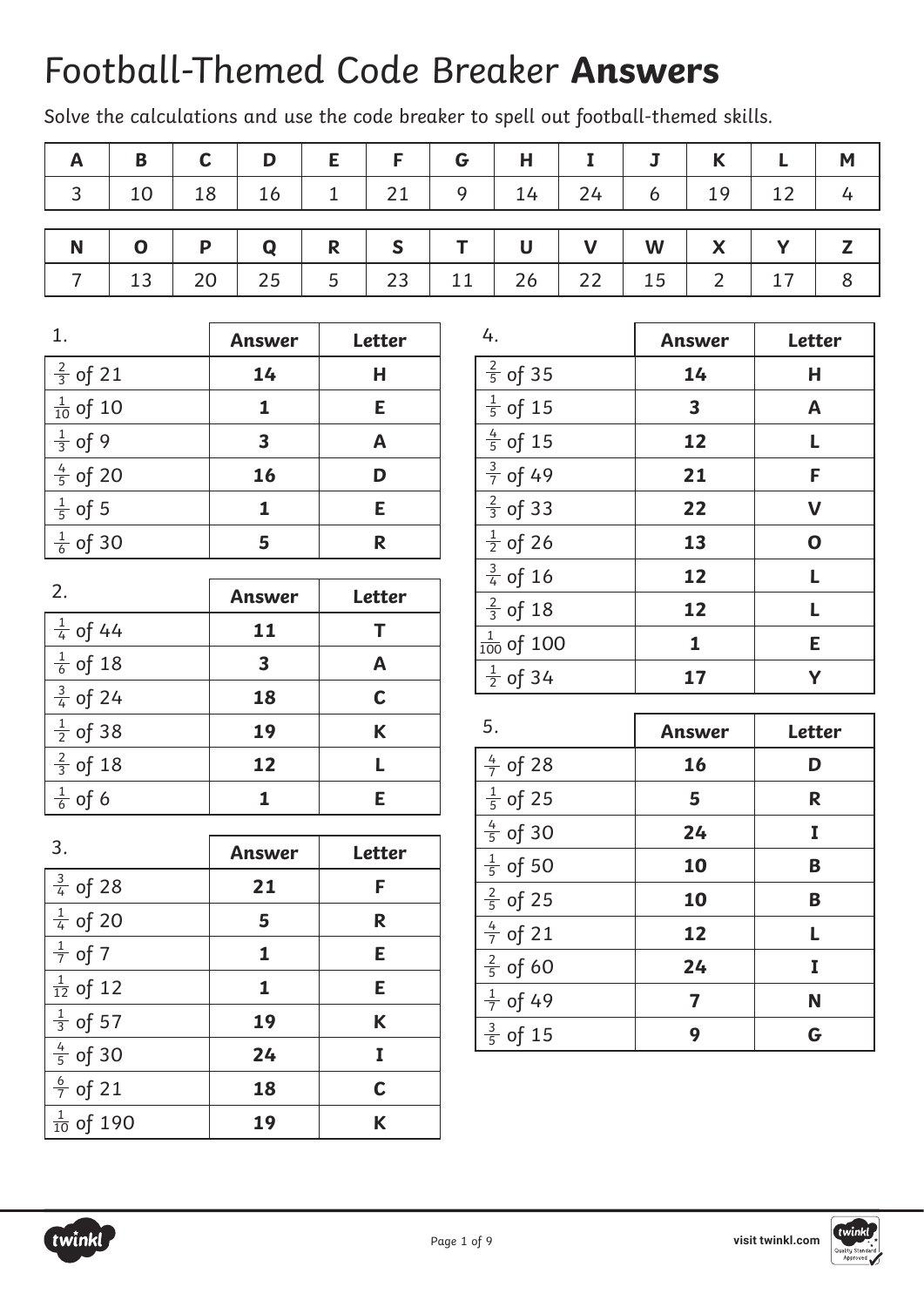# Football-Themed Code Breaker **Answers**

Solve the calculations and use the code breaker to spell out football-themed skills.

| A | B | C | D | E | F | G | H | I | J | K | L | M |
|---|---|---|---|---|---|---|---|---|---|---|---|---|
| 3 | 10 | 18 | 16 | 1 | 21 | 9 | 14 | 24 | 6 | 19 | 12 | 4 |

| N | O | P | Q | R | S | T | U | V | W | X | Y | Z |
|---|---|---|---|---|---|---|---|---|---|---|---|---|
| 7 | 13 | 20 | 25 | 5 | 23 | 11 | 26 | 22 | 15 | 2 | 17 | 8 |

| 1. | Answer | Letter |
|---|---|---|
| $\frac{2}{3}$ of 21 | **14** | **H** |
| $\frac{1}{10}$ of 10 | **1** | **E** |
| $\frac{1}{3}$ of 9 | **3** | **A** |
| $\frac{4}{5}$ of 20 | **16** | **D** |
| $\frac{1}{5}$ of 5 | **1** | **E** |
| $\frac{1}{6}$ of 30 | **5** | **R** |

| 2. | Answer | Letter |
|---|---|---|
| $\frac{1}{4}$ of 44 | **11** | **T** |
| $\frac{1}{6}$ of 18 | **3** | **A** |
| $\frac{3}{4}$ of 24 | **18** | **C** |
| $\frac{1}{2}$ of 38 | **19** | **K** |
| $\frac{2}{3}$ of 18 | **12** | **L** |
| $\frac{1}{6}$ of 6 | **1** | **E** |

| 3. | Answer | Letter |
|---|---|---|
| $\frac{3}{4}$ of 28 | **21** | **F** |
| $\frac{1}{4}$ of 20 | **5** | **R** |
| $\frac{1}{7}$ of 7 | **1** | **E** |
| $\frac{1}{12}$ of 12 | **1** | **E** |
| $\frac{1}{3}$ of 57 | **19** | **K** |
| $\frac{4}{5}$ of 30 | **24** | **I** |
| $\frac{6}{7}$ of 21 | **18** | **C** |
| $\frac{1}{10}$ of 190 | **19** | **K** |

| 4. | Answer | Letter |
|---|---|---|
| $\frac{2}{5}$ of 35 | **14** | **H** |
| $\frac{1}{5}$ of 15 | **3** | **A** |
| $\frac{4}{5}$ of 15 | **12** | **L** |
| $\frac{3}{7}$ of 49 | **21** | **F** |
| $\frac{2}{3}$ of 33 | **22** | **V** |
| $\frac{1}{2}$ of 26 | **13** | **O** |
| $\frac{3}{4}$ of 16 | **12** | **L** |
| $\frac{2}{3}$ of 18 | **12** | **L** |
| $\frac{1}{100}$ of 100 | **1** | **E** |
| $\frac{1}{2}$ of 34 | **17** | **Y** |

| 5. | Answer | Letter |
|---|---|---|
| $\frac{4}{7}$ of 28 | **16** | **D** |
| $\frac{1}{5}$ of 25 | **5** | **R** |
| $\frac{4}{5}$ of 30 | **24** | **I** |
| $\frac{1}{5}$ of 50 | **10** | **B** |
| $\frac{2}{5}$ of 25 | **10** | **B** |
| $\frac{4}{7}$ of 21 | **12** | **L** |
| $\frac{2}{5}$ of 60 | **24** | **I** |
| $\frac{1}{7}$ of 49 | **7** | **N** |
| $\frac{3}{5}$ of 15 | **9** | **G** |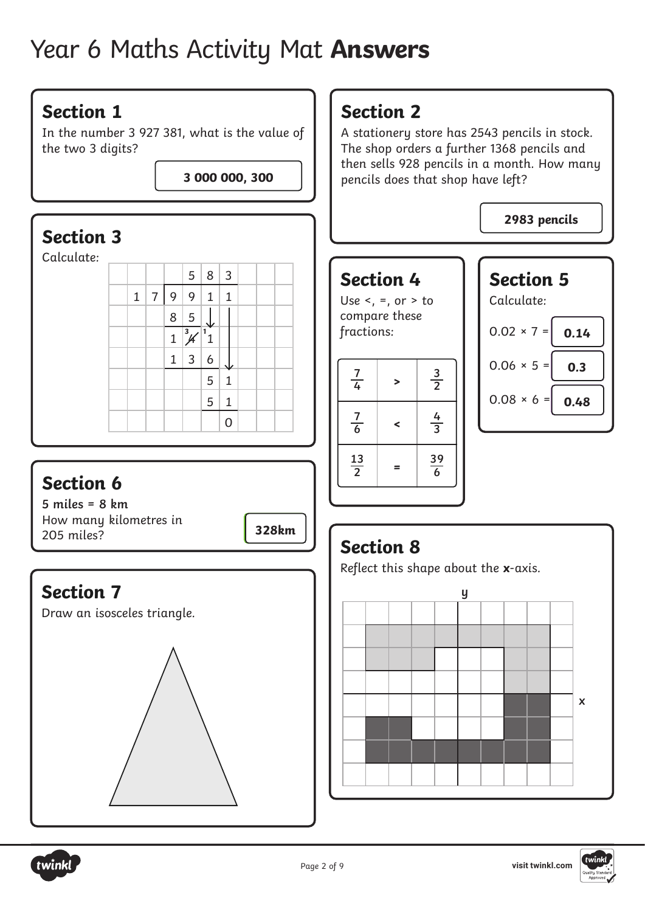# Year 6 Maths Activity Mat **Answers**

## Section 1

In the number 3 927 381, what is the value of the two 3 digits?

**3 000 000, 300**

## Section 2

A stationery store has 2543 pencils in stock. The shop orders a further 1368 pencils and then sells 928 pencils in a month. How many pencils does that shop have left?

**2983 pencils**

## Section 3

Calculate:

|   |   |   |   |   |   |   |
|---|---|---|---|---|---|---|
|   |   |   |   | 5 | 8 | 3 |
|   | 1 | 7 | 9 | 9 | 1 | 1 |
|   |   |   | 8 | 5 |   |   |
|   |   |   | 1 | 4 (crossed out, 3) | 1 (carried 1) |   |
|   |   |   | 1 | 3 | 6 |   |
|   |   |   |   |   | 5 | 1 |
|   |   |   |   |   | 5 | 1 |
|   |   |   |   |   |   | 0 |

## Section 4

Use <, =, or > to compare these fractions:

| | | |
|---|---|---|
| $\frac{7}{4}$ | **>** | $\frac{3}{2}$ |
| $\frac{7}{6}$ | **<** | $\frac{4}{3}$ |
| $\frac{13}{2}$ | **=** | $\frac{39}{6}$ |

## Section 5

Calculate:

$0.02 \times 7 =$ **0.14**

$0.06 \times 5 =$ **0.3**

$0.08 \times 6 =$ **0.48**

## Section 6

**5 miles = 8 km**

How many kilometres in 205 miles?

**328km**

## Section 7

Draw an isosceles triangle.

## Section 8

Reflect this shape about the **x**-axis.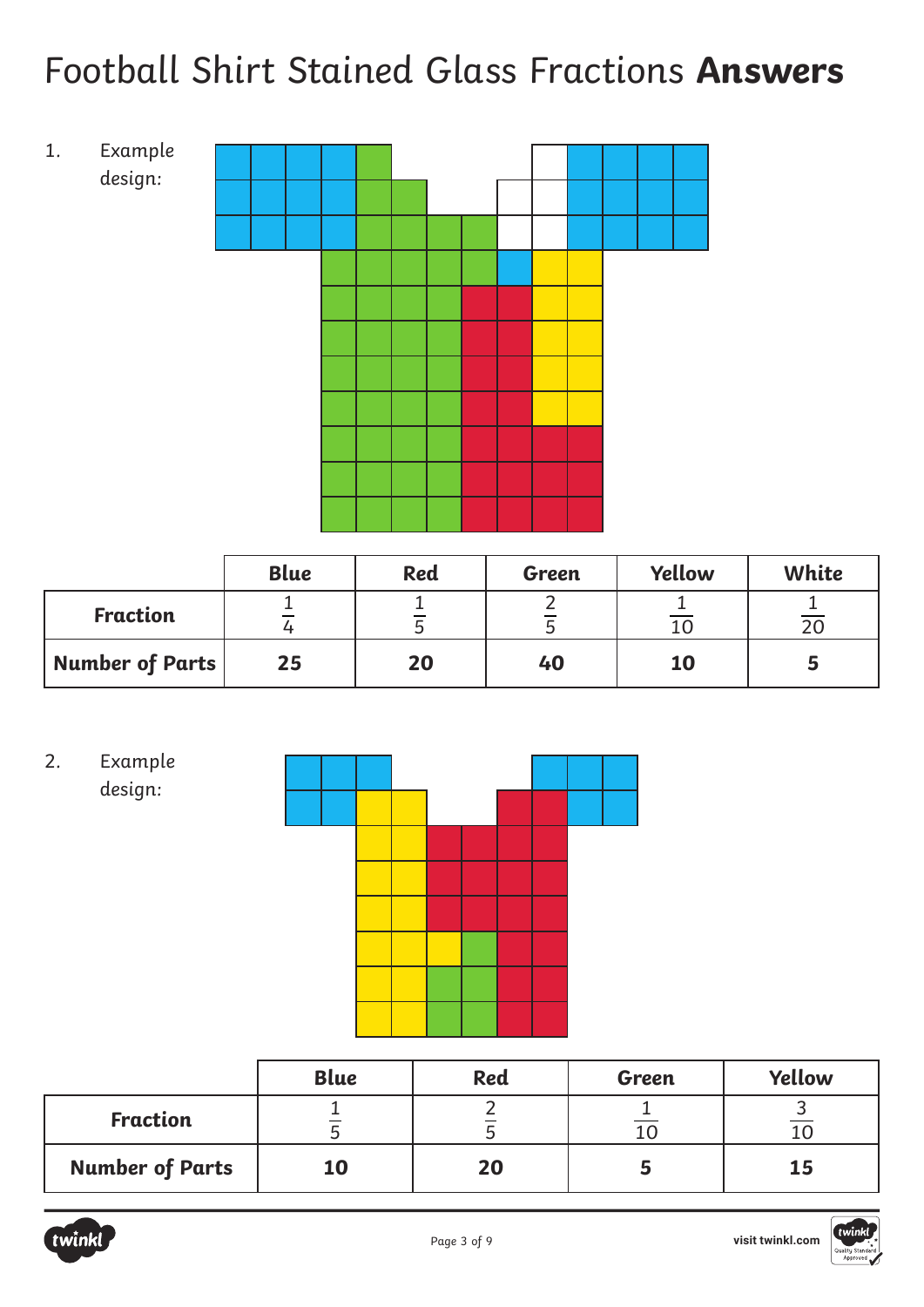# Football Shirt Stained Glass Fractions **Answers**

1. Example design:

| | **Blue** | **Red** | **Green** | **Yellow** | **White** |
|---|---|---|---|---|---|
| **Fraction** | $\frac{1}{4}$ | $\frac{1}{5}$ | $\frac{2}{5}$ | $\frac{1}{10}$ | $\frac{1}{20}$ |
| **Number of Parts** | **25** | **20** | **40** | **10** | **5** |

2. Example design:

| | **Blue** | **Red** | **Green** | **Yellow** |
|---|---|---|---|---|
| **Fraction** | $\frac{1}{5}$ | $\frac{2}{5}$ | $\frac{1}{10}$ | $\frac{3}{10}$ |
| **Number of Parts** | **10** | **20** | **5** | **15** |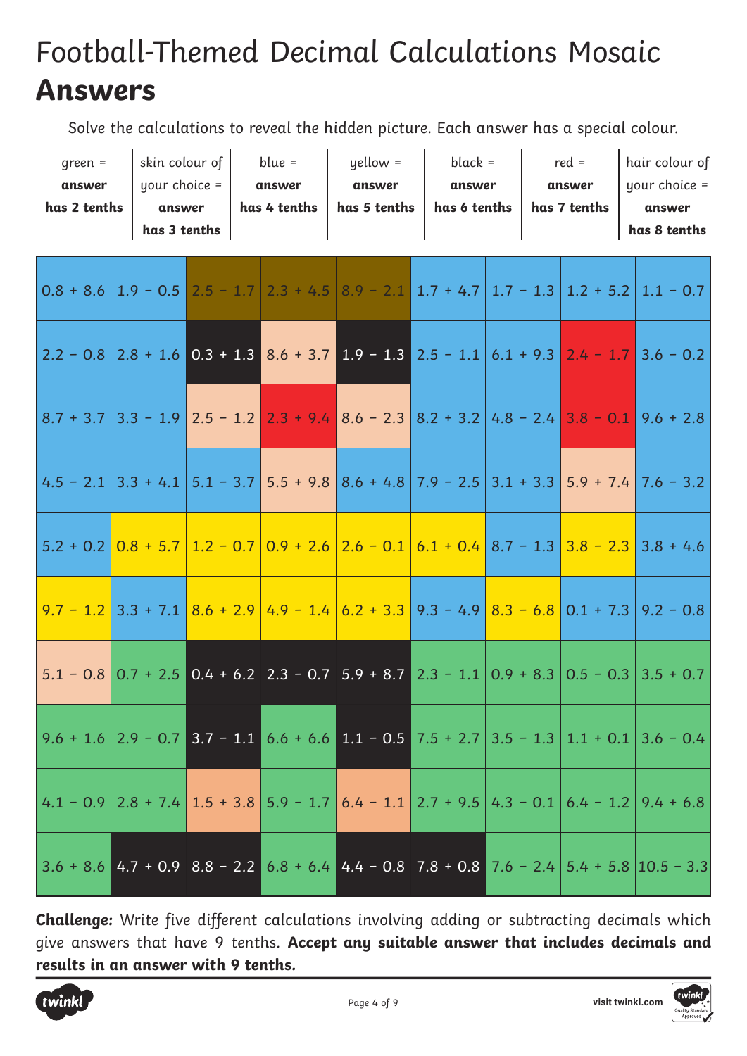# Football-Themed Decimal Calculations Mosaic
**Answers**

Solve the calculations to reveal the hidden picture. Each answer has a special colour.

| green = **answer has 2 tenths** | skin colour of your choice = **answer has 3 tenths** | blue = **answer has 4 tenths** | yellow = **answer has 5 tenths** | black = **answer has 6 tenths** | red = **answer has 7 tenths** | hair colour of your choice = **answer has 8 tenths** |
|---|---|---|---|---|---|---|

| | | | | | | | | |
|---|---|---|---|---|---|---|---|---|
| 0.8 + 8.6 | 1.9 − 0.5 | 2.5 − 1.7 | 2.3 + 4.5 | 8.9 − 2.1 | 1.7 + 4.7 | 1.7 − 1.3 | 1.2 + 5.2 | 1.1 − 0.7 |
| 2.2 − 0.8 | 2.8 + 1.6 | 0.3 + 1.3 | 8.6 + 3.7 | 1.9 − 1.3 | 2.5 − 1.1 | 6.1 + 9.3 | 2.4 − 1.7 | 3.6 − 0.2 |
| 8.7 + 3.7 | 3.3 − 1.9 | 2.5 − 1.2 | 2.3 + 9.4 | 8.6 − 2.3 | 8.2 + 3.2 | 4.8 − 2.4 | 3.8 − 0.1 | 9.6 + 2.8 |
| 4.5 − 2.1 | 3.3 + 4.1 | 5.1 − 3.7 | 5.5 + 9.8 | 8.6 + 4.8 | 7.9 − 2.5 | 3.1 + 3.3 | 5.9 + 7.4 | 7.6 − 3.2 |
| 5.2 + 0.2 | 0.8 + 5.7 | 1.2 − 0.7 | 0.9 + 2.6 | 2.6 − 0.1 | 6.1 + 0.4 | 8.7 − 1.3 | 3.8 − 2.3 | 3.8 + 4.6 |
| 9.7 − 1.2 | 3.3 + 7.1 | 8.6 + 2.9 | 4.9 − 1.4 | 6.2 + 3.3 | 9.3 − 4.9 | 8.3 − 6.8 | 0.1 + 7.3 | 9.2 − 0.8 |
| 5.1 − 0.8 | 0.7 + 2.5 | 0.4 + 6.2 | 2.3 − 0.7 | 5.9 + 8.7 | 2.3 − 1.1 | 0.9 + 8.3 | 0.5 − 0.3 | 3.5 + 0.7 |
| 9.6 + 1.6 | 2.9 − 0.7 | 3.7 − 1.1 | 6.6 + 6.6 | 1.1 − 0.5 | 7.5 + 2.7 | 3.5 − 1.3 | 1.1 + 0.1 | 3.6 − 0.4 |
| 4.1 − 0.9 | 2.8 + 7.4 | 1.5 + 3.8 | 5.9 − 1.7 | 6.4 − 1.1 | 2.7 + 9.5 | 4.3 − 0.1 | 6.4 − 1.2 | 9.4 + 6.8 |
| 3.6 + 8.6 | 4.7 + 0.9 | 8.8 − 2.2 | 6.8 + 6.4 | 4.4 − 0.8 | 7.8 + 0.8 | 7.6 − 2.4 | 5.4 + 5.8 | 10.5 − 3.3 |

**Challenge:** *Write five different calculations involving adding or subtracting decimals which give answers that have 9 tenths.* **Accept any suitable answer that includes decimals and results in an answer with 9 tenths.**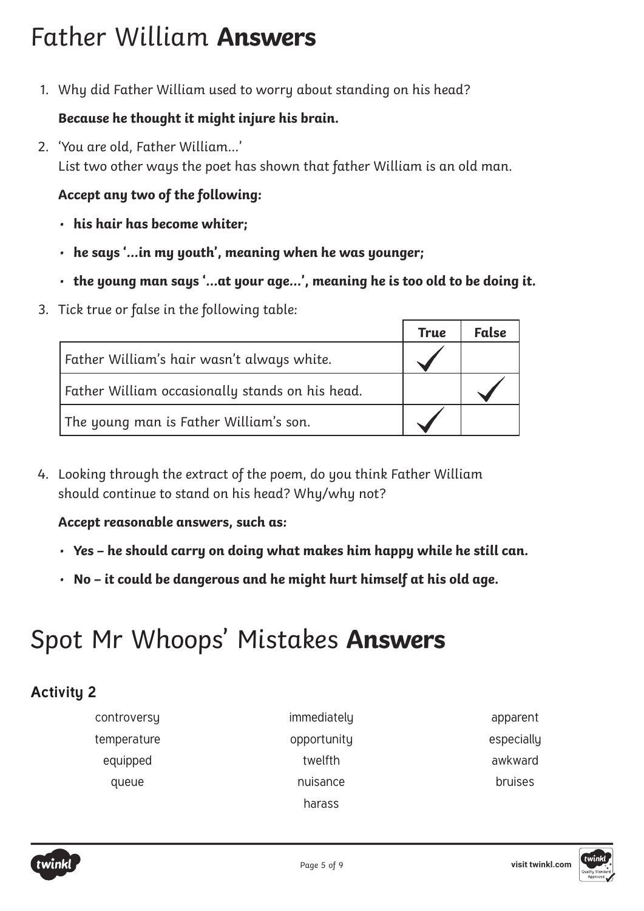# Father William **Answers**

1. Why did Father William used to worry about standing on his head?

   **Because he thought it might injure his brain.**

2. 'You are old, Father William...'
   List two other ways the poet has shown that father William is an old man.

   **Accept any two of the following:**

   - **his hair has become whiter;**
   - **he says '...in my youth', meaning when he was younger;**
   - **the young man says '...at your age...', meaning he is too old to be doing it.**

3. Tick true or false in the following table:

| | True | False |
|---|---|---|
| Father William's hair wasn't always white. | ✓ | |
| Father William occasionally stands on his head. | | ✓ |
| The young man is Father William's son. | ✓ | |

4. Looking through the extract of the poem, do you think Father William should continue to stand on his head? Why/why not?

   **Accept reasonable answers, such as:**

   - **Yes – he should carry on doing what makes him happy while he still can.**
   - **No – it could be dangerous and he might hurt himself at his old age.**

# Spot Mr Whoops' Mistakes **Answers**

## Activity 2

| | | |
|---|---|---|
| controversy | immediately | apparent |
| temperature | opportunity | especially |
| equipped | twelfth | awkward |
| queue | nuisance | bruises |
| | harass | |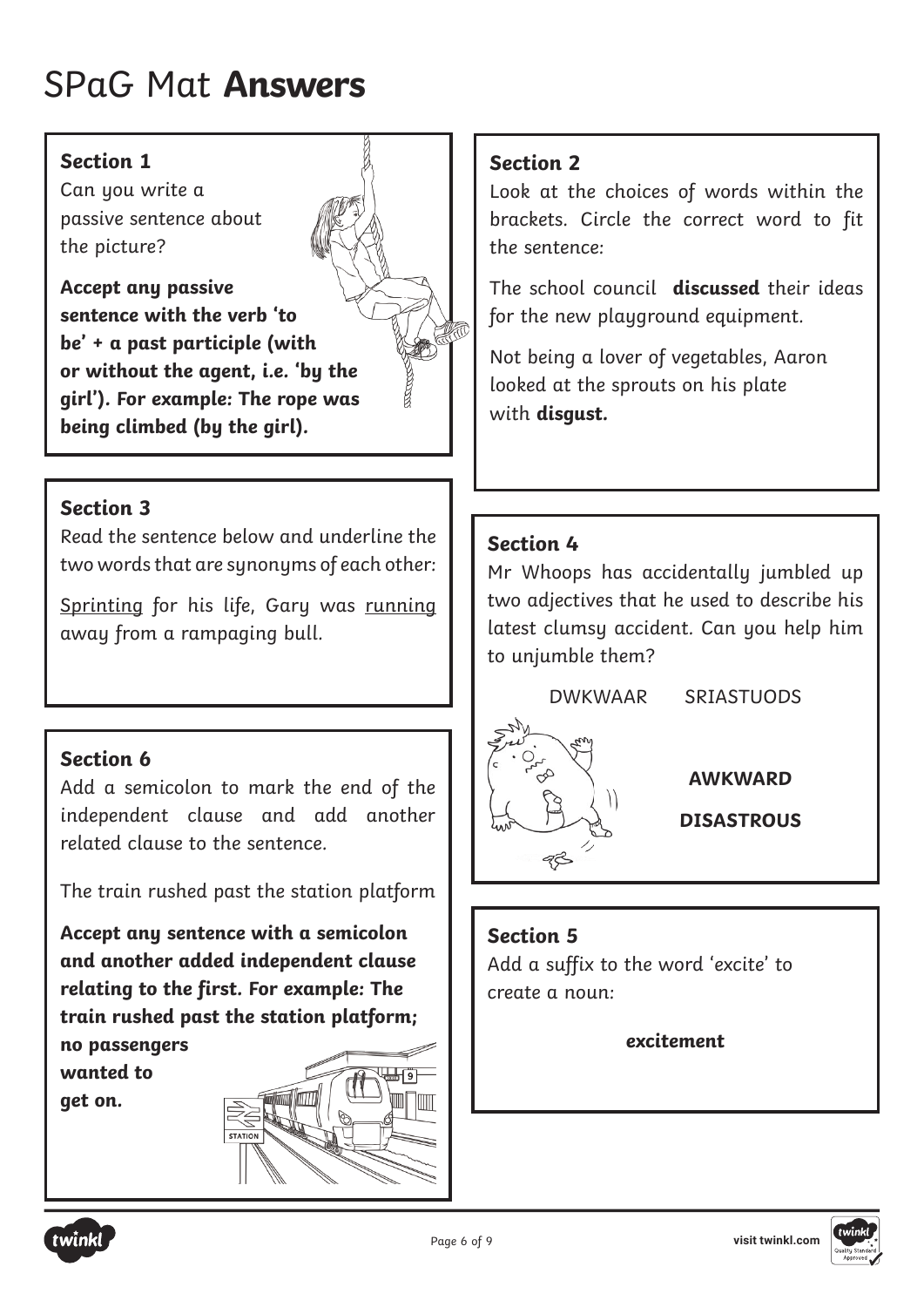# SPaG Mat **Answers**

### Section 1

Can you write a passive sentence about the picture?

**Accept any passive sentence with the verb 'to be' + a past participle (with or without the agent, i.e. 'by the girl'). For example: The rope was being climbed (by the girl).**

### Section 2

Look at the choices of words within the brackets. Circle the correct word to fit the sentence:

The school council **discussed** their ideas for the new playground equipment.

Not being a lover of vegetables, Aaron looked at the sprouts on his plate with **disgust.**

### Section 3

Read the sentence below and underline the two words that are synonyms of each other:

<u>Sprinting</u> for his life, Gary was <u>running</u> away from a rampaging bull.

### Section 4

Mr Whoops has accidentally jumbled up two adjectives that he used to describe his latest clumsy accident. Can you help him to unjumble them?

DWKWAAR SRIASTUODS

**AWKWARD**

**DISASTROUS**

### Section 5

Add a suffix to the word 'excite' to create a noun:

***excitement***

### Section 6

Add a semicolon to mark the end of the independent clause and add another related clause to the sentence.

The train rushed past the station platform

**Accept any sentence with a semicolon and another added independent clause relating to the first. For example: The train rushed past the station platform; no passengers wanted to get on.**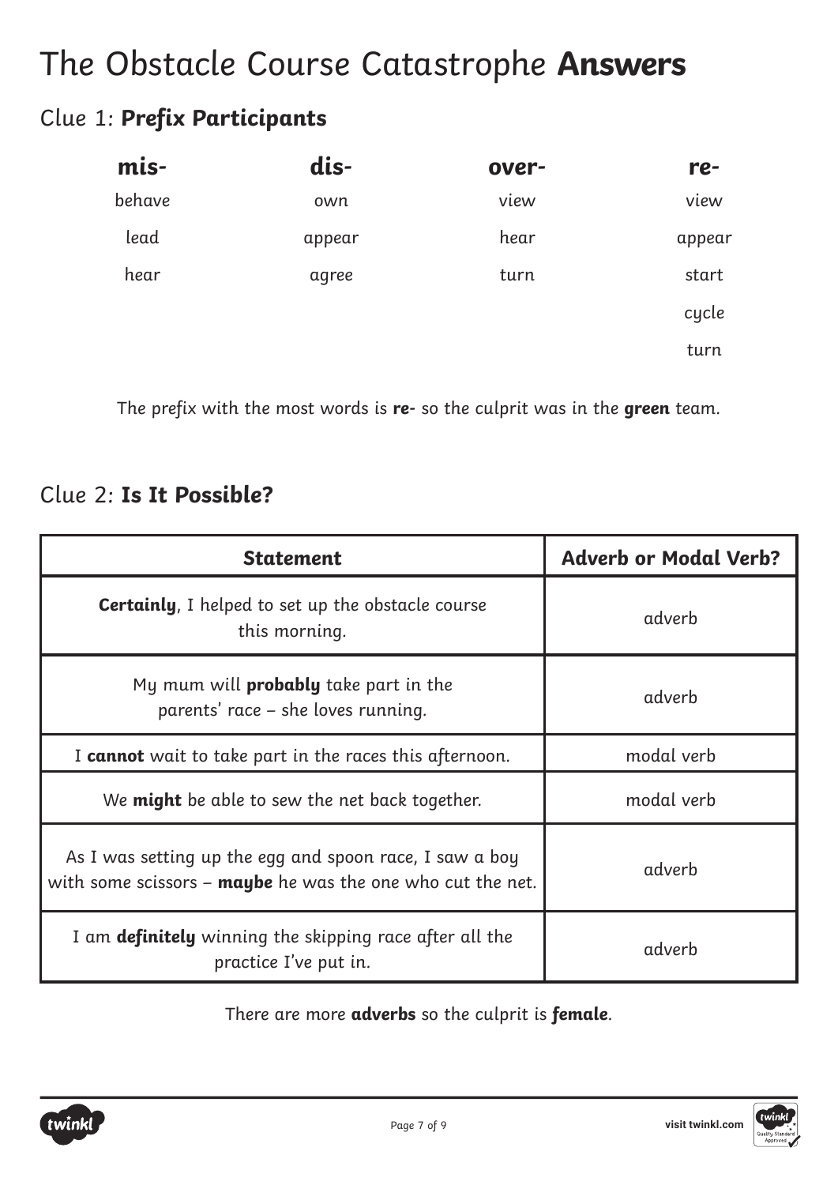# The Obstacle Course Catastrophe **Answers**

## Clue 1: **Prefix Participants**

| **mis-** | **dis-** | **over-** | **re-** |
|---|---|---|---|
| behave | own | view | view |
| lead | appear | hear | appear |
| hear | agree | turn | start |
| | | | cycle |
| | | | turn |

The prefix with the most words is **re-** so the culprit was in the **green** team.

## Clue 2: **Is It Possible?**

| **Statement** | **Adverb or Modal Verb?** |
|---|---|
| **Certainly**, I helped to set up the obstacle course this morning. | adverb |
| My mum will **probably** take part in the parents' race – she loves running. | adverb |
| I **cannot** wait to take part in the races this afternoon. | modal verb |
| We **might** be able to sew the net back together. | modal verb |
| As I was setting up the egg and spoon race, I saw a boy with some scissors – **maybe** he was the one who cut the net. | adverb |
| I am **definitely** winning the skipping race after all the practice I've put in. | adverb |

There are more **adverbs** so the culprit is ***female***.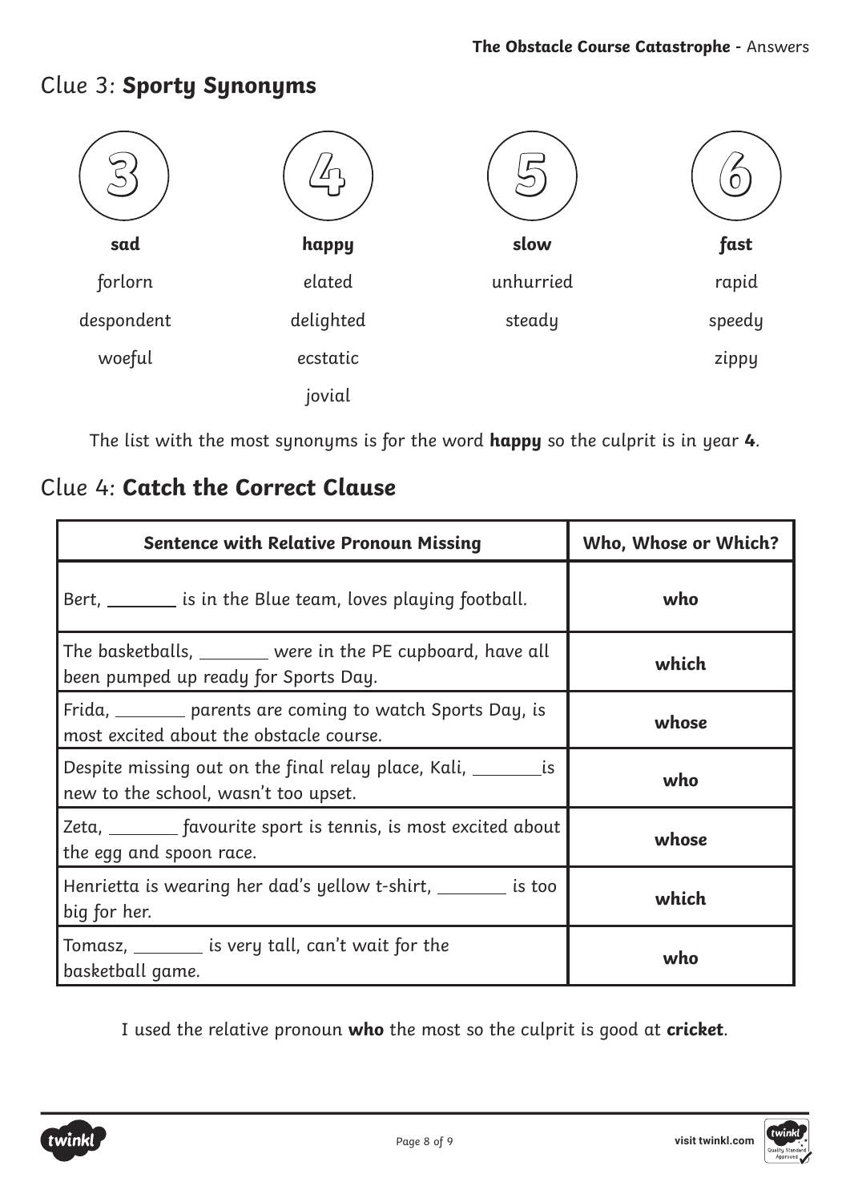## Clue 3: **Sporty Synonyms**

| 3 | 4 | 5 | 6 |
|---|---|---|---|
| **sad** | **happy** | **slow** | **fast** |
| forlorn | elated | unhurried | rapid |
| despondent | delighted | steady | speedy |
| woeful | ecstatic | | zippy |
| | jovial | | |

The list with the most synonyms is for the word **happy** so the culprit is in year **4**.

## Clue 4: **Catch the Correct Clause**

| Sentence with Relative Pronoun Missing | Who, Whose or Which? |
|---|---|
| Bert, ________ is in the Blue team, loves playing football. | **who** |
| The basketballs, ________ were in the PE cupboard, have all been pumped up ready for Sports Day. | **which** |
| Frida, ________ parents are coming to watch Sports Day, is most excited about the obstacle course. | **whose** |
| Despite missing out on the final relay place, Kali, ________ is new to the school, wasn't too upset. | **who** |
| Zeta, ________ favourite sport is tennis, is most excited about the egg and spoon race. | **whose** |
| Henrietta is wearing her dad's yellow t-shirt, ________ is too big for her. | **which** |
| Tomasz, ________ is very tall, can't wait for the basketball game. | **who** |

I used the relative pronoun **who** the most so the culprit is good at **cricket**.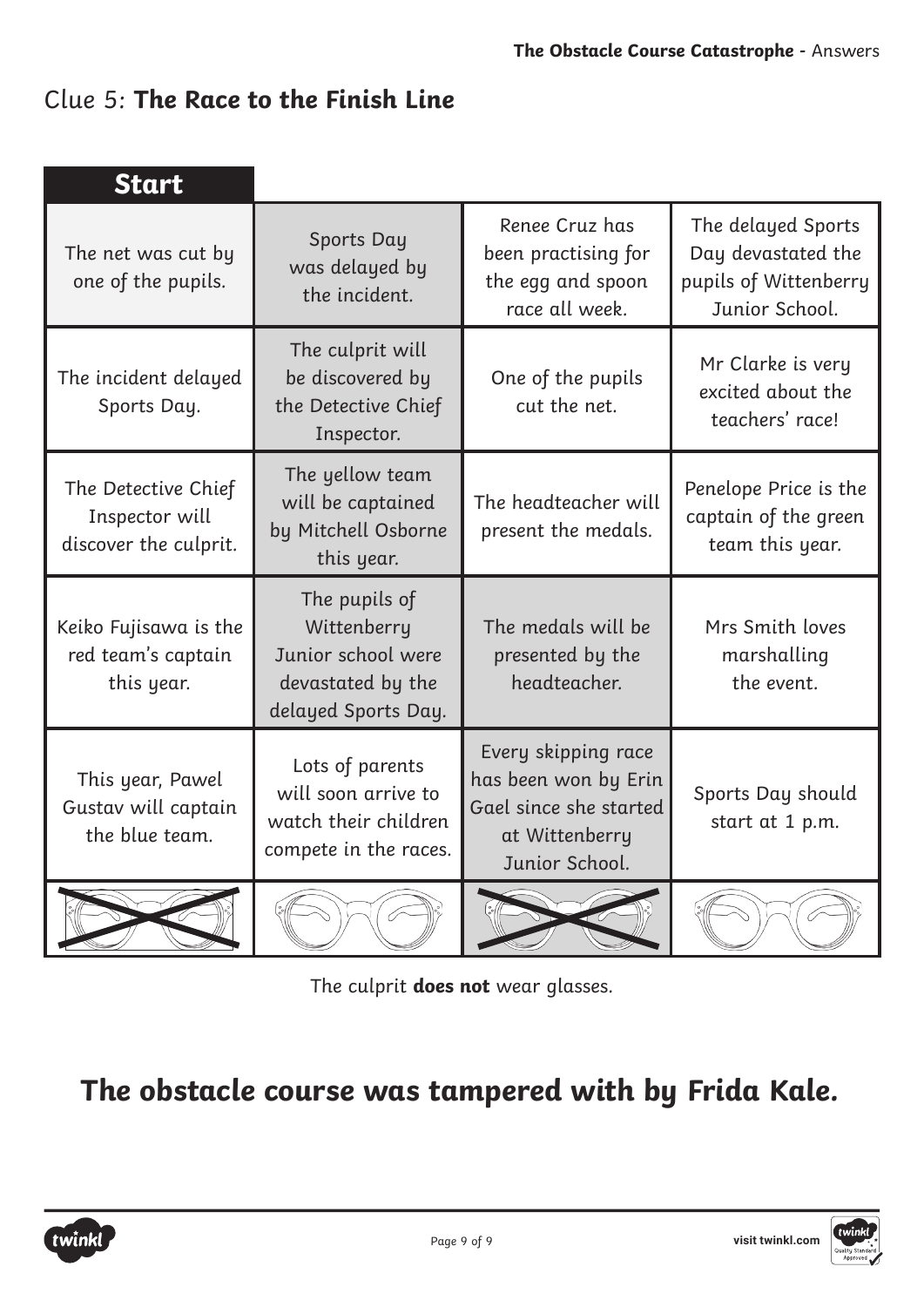## Clue 5: **The Race to the Finish Line**

| **Start** | | | |
|---|---|---|---|
| The net was cut by one of the pupils. | Sports Day was delayed by the incident. | Renee Cruz has been practising for the egg and spoon race all week. | The delayed Sports Day devastated the pupils of Wittenberry Junior School. |
| The incident delayed Sports Day. | The culprit will be discovered by the Detective Chief Inspector. | One of the pupils cut the net. | Mr Clarke is very excited about the teachers' race! |
| The Detective Chief Inspector will discover the culprit. | The yellow team will be captained by Mitchell Osborne this year. | The headteacher will present the medals. | Penelope Price is the captain of the green team this year. |
| Keiko Fujisawa is the red team's captain this year. | The pupils of Wittenberry Junior school were devastated by the delayed Sports Day. | The medals will be presented by the headteacher. | Mrs Smith loves marshalling the event. |
| This year, Pawel Gustav will captain the blue team. | Lots of parents will soon arrive to watch their children compete in the races. | Every skipping race has been won by Erin Gael since she started at Wittenberry Junior School. | Sports Day should start at 1 p.m. |

The culprit **does not** wear glasses.

# The obstacle course was tampered with by Frida Kale.